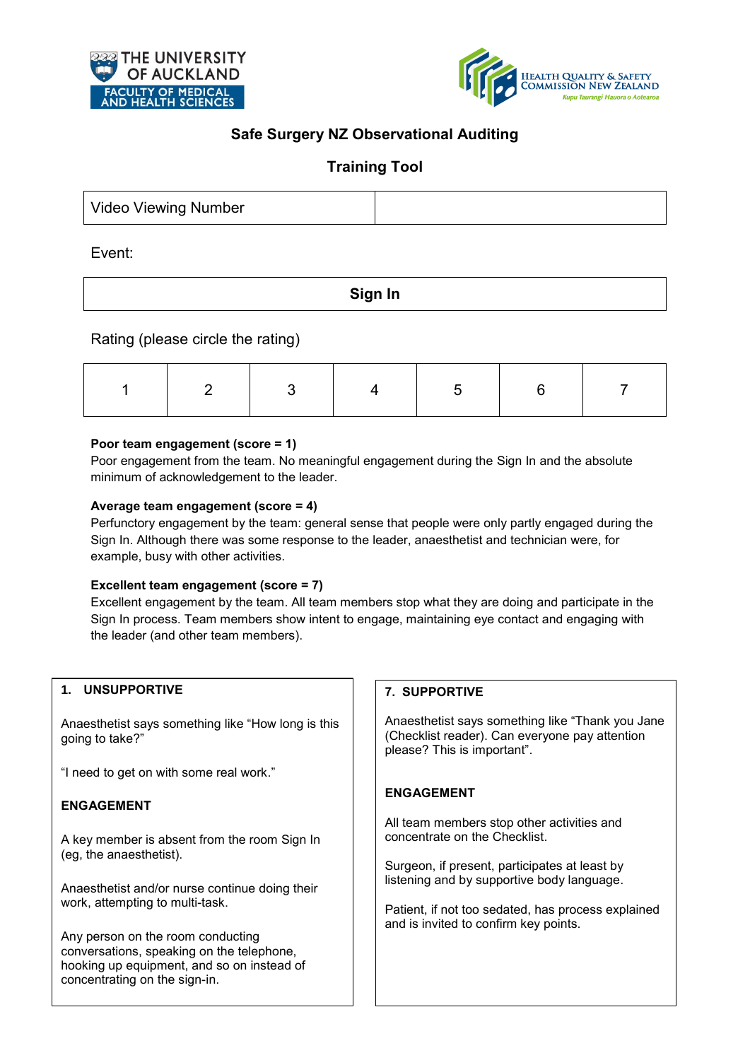THE UNIVERSITY OF AUCKLAND
FACULTY OF MEDICAL AND HEALTH SCIENCES

HEALTH QUALITY & SAFETY COMMISSION NEW ZEALAND
*Kupu Taurangi Hauora o Aotearoa*

# Safe Surgery NZ Observational Auditing

## Training Tool

| Video Viewing Number | |
|---|---|

Event:

| Sign In |
|---|

Rating (please circle the rating)

| 1 | 2 | 3 | 4 | 5 | 6 | 7 |
|---|---|---|---|---|---|---|

**Poor team engagement (score = 1)**
Poor engagement from the team. No meaningful engagement during the Sign In and the absolute minimum of acknowledgement to the leader.

**Average team engagement (score = 4)**
Perfunctory engagement by the team: general sense that people were only partly engaged during the Sign In. Although there was some response to the leader, anaesthetist and technician were, for example, busy with other activities.

**Excellent team engagement (score = 7)**
Excellent engagement by the team. All team members stop what they are doing and participate in the Sign In process. Team members show intent to engage, maintaining eye contact and engaging with the leader (and other team members).

**1. UNSUPPORTIVE**

Anaesthetist says something like "How long is this going to take?"

"I need to get on with some real work."

**ENGAGEMENT**

A key member is absent from the room Sign In (eg, the anaesthetist).

Anaesthetist and/or nurse continue doing their work, attempting to multi-task.

Any person on the room conducting conversations, speaking on the telephone, hooking up equipment, and so on instead of concentrating on the sign-in.

**7. SUPPORTIVE**

Anaesthetist says something like "Thank you Jane (Checklist reader). Can everyone pay attention please? This is important".

**ENGAGEMENT**

All team members stop other activities and concentrate on the Checklist.

Surgeon, if present, participates at least by listening and by supportive body language.

Patient, if not too sedated, has process explained and is invited to confirm key points.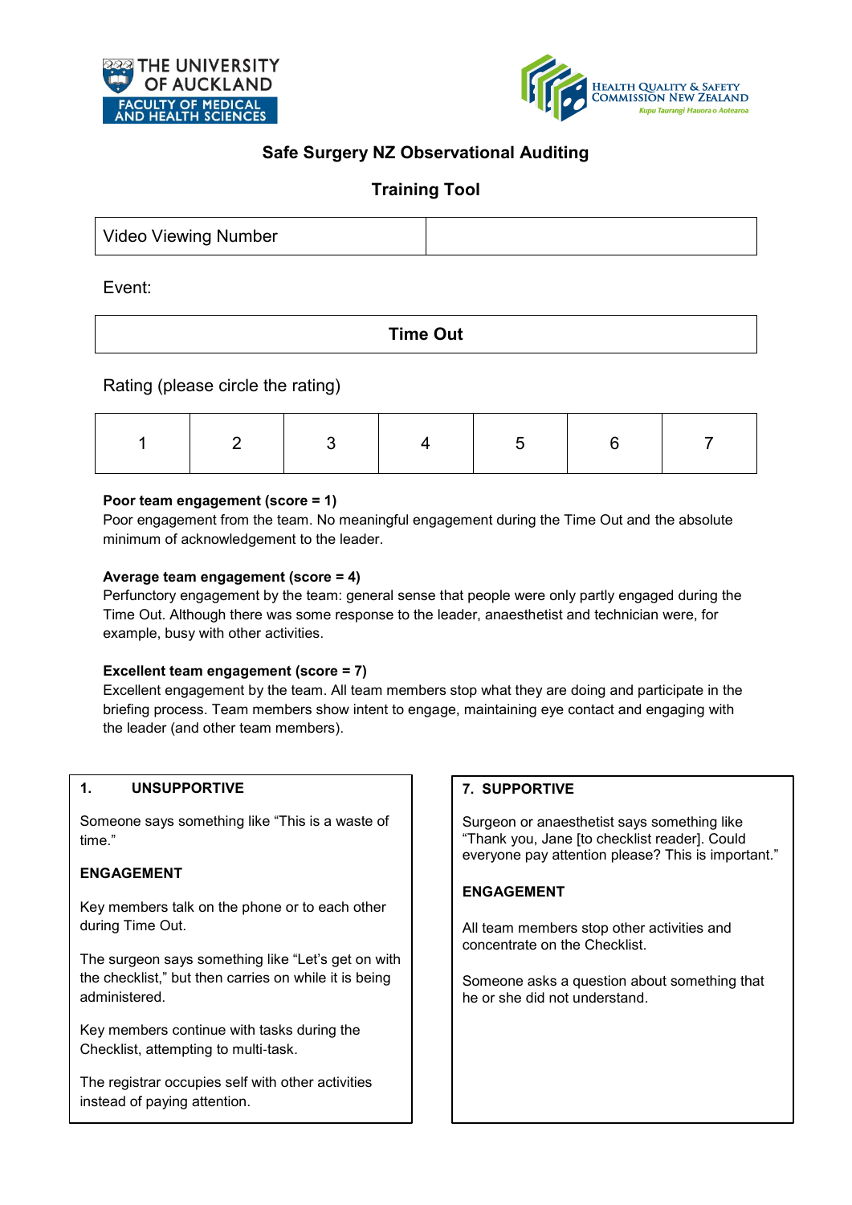THE UNIVERSITY OF AUCKLAND
FACULTY OF MEDICAL AND HEALTH SCIENCES

HEALTH QUALITY & SAFETY COMMISSION NEW ZEALAND
*Kupu Taurangi Hauora o Aotearoa*

## Safe Surgery NZ Observational Auditing

### Training Tool

| Video Viewing Number | |
|---|---|

Event:

| Time Out |
|---|

Rating (please circle the rating)

| 1 | 2 | 3 | 4 | 5 | 6 | 7 |
|---|---|---|---|---|---|---|

**Poor team engagement (score = 1)**
Poor engagement from the team. No meaningful engagement during the Time Out and the absolute minimum of acknowledgement to the leader.

**Average team engagement (score = 4)**
Perfunctory engagement by the team: general sense that people were only partly engaged during the Time Out. Although there was some response to the leader, anaesthetist and technician were, for example, busy with other activities.

**Excellent team engagement (score = 7)**
Excellent engagement by the team. All team members stop what they are doing and participate in the briefing process. Team members show intent to engage, maintaining eye contact and engaging with the leader (and other team members).

**1. UNSUPPORTIVE**

Someone says something like "This is a waste of time."

**ENGAGEMENT**

Key members talk on the phone or to each other during Time Out.

The surgeon says something like "Let's get on with the checklist," but then carries on while it is being administered.

Key members continue with tasks during the Checklist, attempting to multi-task.

The registrar occupies self with other activities instead of paying attention.

**7. SUPPORTIVE**

Surgeon or anaesthetist says something like "Thank you, Jane [to checklist reader]. Could everyone pay attention please? This is important."

**ENGAGEMENT**

All team members stop other activities and concentrate on the Checklist.

Someone asks a question about something that he or she did not understand.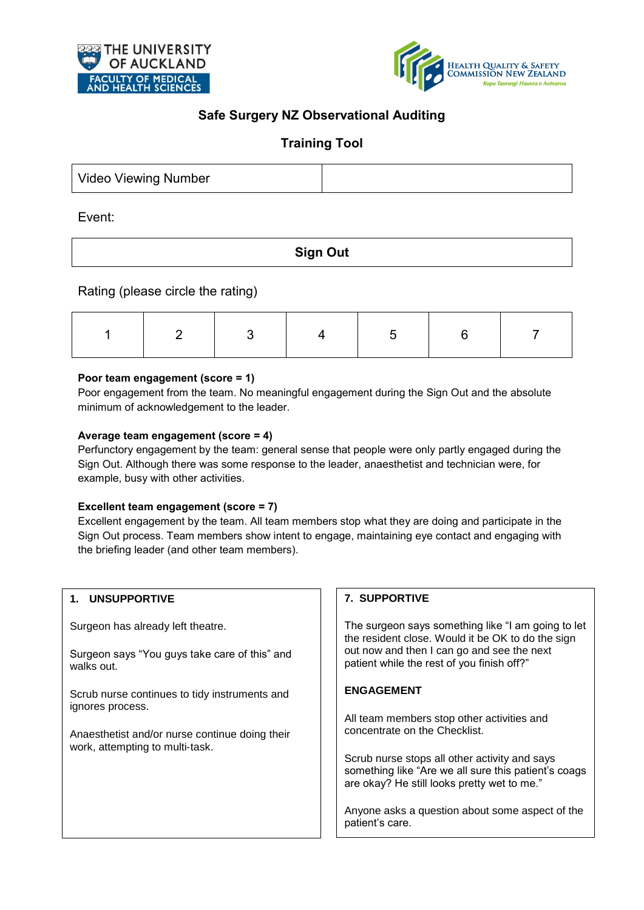THE UNIVERSITY OF AUCKLAND
FACULTY OF MEDICAL AND HEALTH SCIENCES

HEALTH QUALITY & SAFETY COMMISSION NEW ZEALAND
Kupu Taurangi Hauora o Aotearoa

# Safe Surgery NZ Observational Auditing

## Training Tool

| | |
|---|---|
| Video Viewing Number | |

Event:

| |
|---|
| **Sign Out** |

Rating (please circle the rating)

| | | | | | | |
|---|---|---|---|---|---|---|
| 1 | 2 | 3 | 4 | 5 | 6 | 7 |

**Poor team engagement (score = 1)**
Poor engagement from the team. No meaningful engagement during the Sign Out and the absolute minimum of acknowledgement to the leader.

**Average team engagement (score = 4)**
Perfunctory engagement by the team: general sense that people were only partly engaged during the Sign Out. Although there was some response to the leader, anaesthetist and technician were, for example, busy with other activities.

**Excellent team engagement (score = 7)**
Excellent engagement by the team. All team members stop what they are doing and participate in the Sign Out process. Team members show intent to engage, maintaining eye contact and engaging with the briefing leader (and other team members).

**1. UNSUPPORTIVE**

Surgeon has already left theatre.

Surgeon says “You guys take care of this” and walks out.

Scrub nurse continues to tidy instruments and ignores process.

Anaesthetist and/or nurse continue doing their work, attempting to multi-task.

**7. SUPPORTIVE**

The surgeon says something like “I am going to let the resident close. Would it be OK to do the sign out now and then I can go and see the next patient while the rest of you finish off?”

**ENGAGEMENT**

All team members stop other activities and concentrate on the Checklist.

Scrub nurse stops all other activity and says something like “Are we all sure this patient’s coags are okay? He still looks pretty wet to me.”

Anyone asks a question about some aspect of the patient’s care.